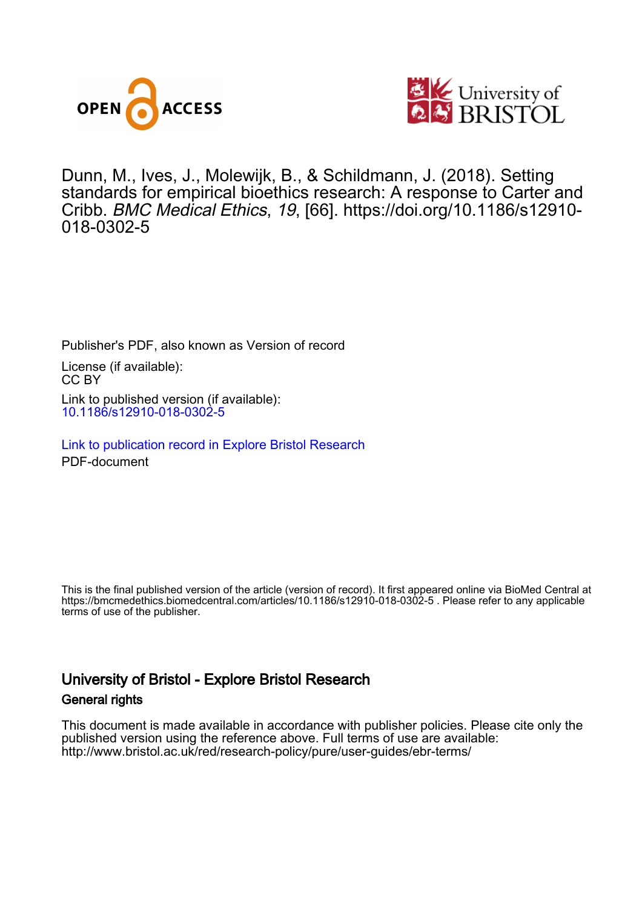Dunn, M., Ives, J., Molewijk, B., & Schildmann, J. (2018). Setting standards for empirical bioethics research: A response to Carter and Cribb. *BMC Medical Ethics*, *19*, [66]. https://doi.org/10.1186/s12910-018-0302-5

Publisher's PDF, also known as Version of record

License (if available):
CC BY

Link to published version (if available):
10.1186/s12910-018-0302-5

Link to publication record in Explore Bristol Research

PDF-document

This is the final published version of the article (version of record). It first appeared online via BioMed Central at https://bmcmedethics.biomedcentral.com/articles/10.1186/s12910-018-0302-5 . Please refer to any applicable terms of use of the publisher.

## University of Bristol - Explore Bristol Research

### General rights

This document is made available in accordance with publisher policies. Please cite only the published version using the reference above. Full terms of use are available: http://www.bristol.ac.uk/red/research-policy/pure/user-guides/ebr-terms/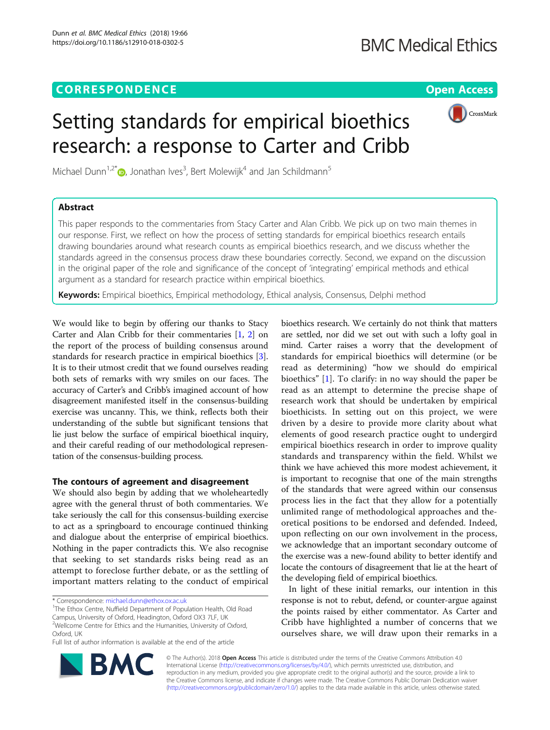# Setting standards for empirical bioethics research: a response to Carter and Cribb

Michael Dunn[1,2*], Jonathan Ives[3], Bert Molewijk[4] and Jan Schildmann[5]

## Abstract

This paper responds to the commentaries from Stacy Carter and Alan Cribb. We pick up on two main themes in our response. First, we reflect on how the process of setting standards for empirical bioethics research entails drawing boundaries around what research counts as empirical bioethics research, and we discuss whether the standards agreed in the consensus process draw these boundaries correctly. Second, we expand on the discussion in the original paper of the role and significance of the concept of 'integrating' empirical methods and ethical argument as a standard for research practice within empirical bioethics.

**Keywords:** Empirical bioethics, Empirical methodology, Ethical analysis, Consensus, Delphi method

We would like to begin by offering our thanks to Stacy Carter and Alan Cribb for their commentaries [1, 2] on the report of the process of building consensus around standards for research practice in empirical bioethics [3]. It is to their utmost credit that we found ourselves reading both sets of remarks with wry smiles on our faces. The accuracy of Carter's and Cribb's imagined account of how disagreement manifested itself in the consensus-building exercise was uncanny. This, we think, reflects both their understanding of the subtle but significant tensions that lie just below the surface of empirical bioethical inquiry, and their careful reading of our methodological representation of the consensus-building process.

## The contours of agreement and disagreement

We should also begin by adding that we wholeheartedly agree with the general thrust of both commentaries. We take seriously the call for this consensus-building exercise to act as a springboard to encourage continued thinking and dialogue about the enterprise of empirical bioethics. Nothing in the paper contradicts this. We also recognise that seeking to set standards risks being read as an attempt to foreclose further debate, or as the settling of important matters relating to the conduct of empirical bioethics research. We certainly do not think that matters are settled, nor did we set out with such a lofty goal in mind. Carter raises a worry that the development of standards for empirical bioethics will determine (or be read as determining) "how we should do empirical bioethics" [1]. To clarify: in no way should the paper be read as an attempt to determine the precise shape of research work that should be undertaken by empirical bioethicists. In setting out on this project, we were driven by a desire to provide more clarity about what elements of good research practice ought to undergird empirical bioethics research in order to improve quality standards and transparency within the field. Whilst we think we have achieved this more modest achievement, it is important to recognise that one of the main strengths of the standards that were agreed within our consensus process lies in the fact that they allow for a potentially unlimited range of methodological approaches and theoretical positions to be endorsed and defended. Indeed, upon reflecting on our own involvement in the process, we acknowledge that an important secondary outcome of the exercise was a new-found ability to better identify and locate the contours of disagreement that lie at the heart of the developing field of empirical bioethics.

In light of these initial remarks, our intention in this response is not to rebut, defend, or counter-argue against the points raised by either commentator. As Carter and Cribb have highlighted a number of concerns that we ourselves share, we will draw upon their remarks in a

\* Correspondence: michael.dunn@ethox.ox.ac.uk
[1]The Ethox Centre, Nuffield Department of Population Health, Old Road Campus, University of Oxford, Headington, Oxford OX3 7LF, UK
[2]Wellcome Centre for Ethics and the Humanities, University of Oxford, Oxford, UK
Full list of author information is available at the end of the article

© The Author(s). 2018 **Open Access** This article is distributed under the terms of the Creative Commons Attribution 4.0 International License (http://creativecommons.org/licenses/by/4.0/), which permits unrestricted use, distribution, and reproduction in any medium, provided you give appropriate credit to the original author(s) and the source, provide a link to the Creative Commons license, and indicate if changes were made. The Creative Commons Public Domain Dedication waiver (http://creativecommons.org/publicdomain/zero/1.0/) applies to the data made available in this article, unless otherwise stated.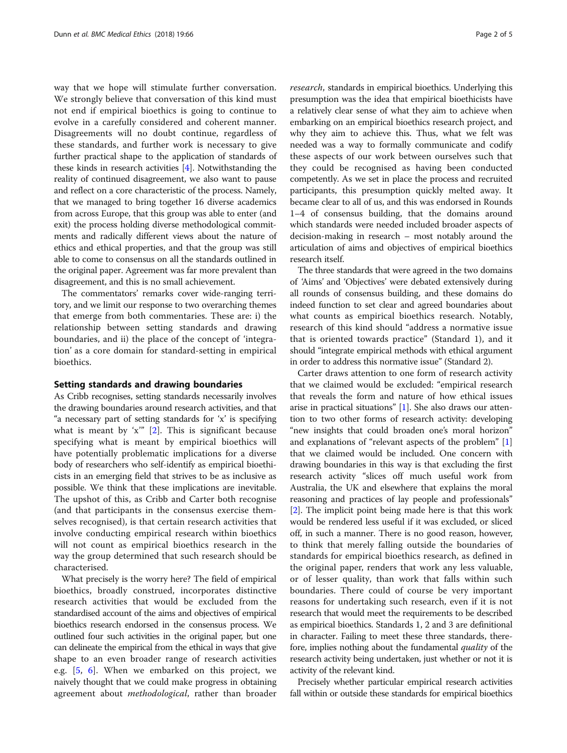way that we hope will stimulate further conversation. We strongly believe that conversation of this kind must not end if empirical bioethics is going to continue to evolve in a carefully considered and coherent manner. Disagreements will no doubt continue, regardless of these standards, and further work is necessary to give further practical shape to the application of standards of these kinds in research activities [4]. Notwithstanding the reality of continued disagreement, we also want to pause and reflect on a core characteristic of the process. Namely, that we managed to bring together 16 diverse academics from across Europe, that this group was able to enter (and exit) the process holding diverse methodological commitments and radically different views about the nature of ethics and ethical properties, and that the group was still able to come to consensus on all the standards outlined in the original paper. Agreement was far more prevalent than disagreement, and this is no small achievement.

The commentators' remarks cover wide-ranging territory, and we limit our response to two overarching themes that emerge from both commentaries. These are: i) the relationship between setting standards and drawing boundaries, and ii) the place of the concept of 'integration' as a core domain for standard-setting in empirical bioethics.

## Setting standards and drawing boundaries

As Cribb recognises, setting standards necessarily involves the drawing boundaries around research activities, and that "a necessary part of setting standards for 'x' is specifying what is meant by 'x'" [2]. This is significant because specifying what is meant by empirical bioethics will have potentially problematic implications for a diverse body of researchers who self-identify as empirical bioethicists in an emerging field that strives to be as inclusive as possible. We think that these implications are inevitable. The upshot of this, as Cribb and Carter both recognise (and that participants in the consensus exercise themselves recognised), is that certain research activities that involve conducting empirical research within bioethics will not count as empirical bioethics research in the way the group determined that such research should be characterised.

What precisely is the worry here? The field of empirical bioethics, broadly construed, incorporates distinctive research activities that would be excluded from the standardised account of the aims and objectives of empirical bioethics research endorsed in the consensus process. We outlined four such activities in the original paper, but one can delineate the empirical from the ethical in ways that give shape to an even broader range of research activities e.g. [5, 6]. When we embarked on this project, we naively thought that we could make progress in obtaining agreement about *methodological*, rather than broader *research*, standards in empirical bioethics. Underlying this presumption was the idea that empirical bioethicists have a relatively clear sense of what they aim to achieve when embarking on an empirical bioethics research project, and why they aim to achieve this. Thus, what we felt was needed was a way to formally communicate and codify these aspects of our work between ourselves such that they could be recognised as having been conducted competently. As we set in place the process and recruited participants, this presumption quickly melted away. It became clear to all of us, and this was endorsed in Rounds 1–4 of consensus building, that the domains around which standards were needed included broader aspects of decision-making in research – most notably around the articulation of aims and objectives of empirical bioethics research itself.

The three standards that were agreed in the two domains of 'Aims' and 'Objectives' were debated extensively during all rounds of consensus building, and these domains do indeed function to set clear and agreed boundaries about what counts as empirical bioethics research. Notably, research of this kind should "address a normative issue that is oriented towards practice" (Standard 1), and it should "integrate empirical methods with ethical argument in order to address this normative issue" (Standard 2).

Carter draws attention to one form of research activity that we claimed would be excluded: "empirical research that reveals the form and nature of how ethical issues arise in practical situations" [1]. She also draws our attention to two other forms of research activity: developing "new insights that could broaden one's moral horizon" and explanations of "relevant aspects of the problem" [1] that we claimed would be included. One concern with drawing boundaries in this way is that excluding the first research activity "slices off much useful work from Australia, the UK and elsewhere that explains the moral reasoning and practices of lay people and professionals" [2]. The implicit point being made here is that this work would be rendered less useful if it was excluded, or sliced off, in such a manner. There is no good reason, however, to think that merely falling outside the boundaries of standards for empirical bioethics research, as defined in the original paper, renders that work any less valuable, or of lesser quality, than work that falls within such boundaries. There could of course be very important reasons for undertaking such research, even if it is not research that would meet the requirements to be described as empirical bioethics. Standards 1, 2 and 3 are definitional in character. Failing to meet these three standards, therefore, implies nothing about the fundamental *quality* of the research activity being undertaken, just whether or not it is activity of the relevant kind.

Precisely whether particular empirical research activities fall within or outside these standards for empirical bioethics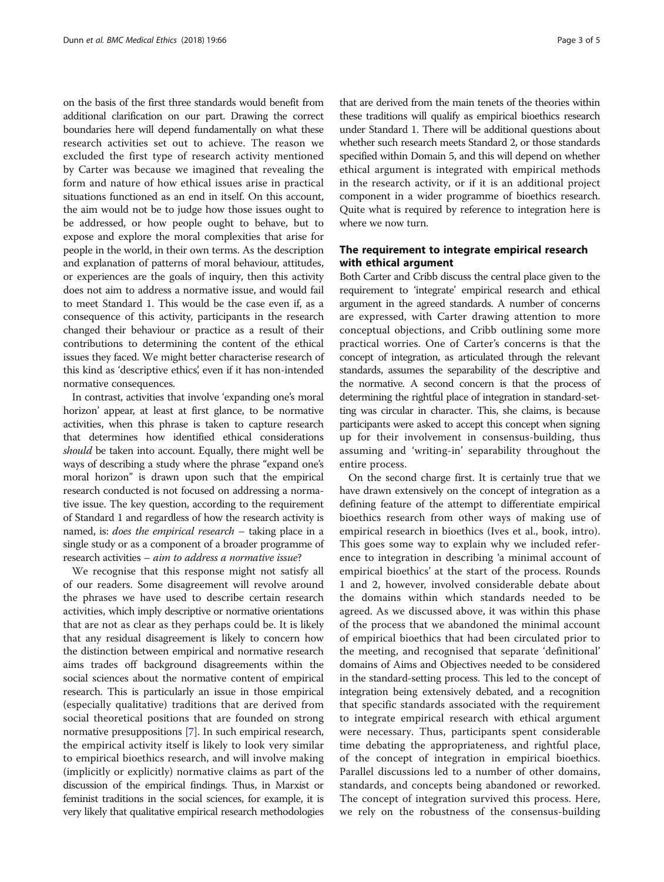on the basis of the first three standards would benefit from additional clarification on our part. Drawing the correct boundaries here will depend fundamentally on what these research activities set out to achieve. The reason we excluded the first type of research activity mentioned by Carter was because we imagined that revealing the form and nature of how ethical issues arise in practical situations functioned as an end in itself. On this account, the aim would not be to judge how those issues ought to be addressed, or how people ought to behave, but to expose and explore the moral complexities that arise for people in the world, in their own terms. As the description and explanation of patterns of moral behaviour, attitudes, or experiences are the goals of inquiry, then this activity does not aim to address a normative issue, and would fail to meet Standard 1. This would be the case even if, as a consequence of this activity, participants in the research changed their behaviour or practice as a result of their contributions to determining the content of the ethical issues they faced. We might better characterise research of this kind as 'descriptive ethics', even if it has non-intended normative consequences.

In contrast, activities that involve 'expanding one's moral horizon' appear, at least at first glance, to be normative activities, when this phrase is taken to capture research that determines how identified ethical considerations *should* be taken into account. Equally, there might well be ways of describing a study where the phrase "expand one's moral horizon" is drawn upon such that the empirical research conducted is not focused on addressing a normative issue. The key question, according to the requirement of Standard 1 and regardless of how the research activity is named, is: *does the empirical research* – taking place in a single study or as a component of a broader programme of research activities – *aim to address a normative issue*?

We recognise that this response might not satisfy all of our readers. Some disagreement will revolve around the phrases we have used to describe certain research activities, which imply descriptive or normative orientations that are not as clear as they perhaps could be. It is likely that any residual disagreement is likely to concern how the distinction between empirical and normative research aims trades off background disagreements within the social sciences about the normative content of empirical research. This is particularly an issue in those empirical (especially qualitative) traditions that are derived from social theoretical positions that are founded on strong normative presuppositions [7]. In such empirical research, the empirical activity itself is likely to look very similar to empirical bioethics research, and will involve making (implicitly or explicitly) normative claims as part of the discussion of the empirical findings. Thus, in Marxist or feminist traditions in the social sciences, for example, it is very likely that qualitative empirical research methodologies that are derived from the main tenets of the theories within these traditions will qualify as empirical bioethics research under Standard 1. There will be additional questions about whether such research meets Standard 2, or those standards specified within Domain 5, and this will depend on whether ethical argument is integrated with empirical methods in the research activity, or if it is an additional project component in a wider programme of bioethics research. Quite what is required by reference to integration here is where we now turn.

## The requirement to integrate empirical research with ethical argument

Both Carter and Cribb discuss the central place given to the requirement to 'integrate' empirical research and ethical argument in the agreed standards. A number of concerns are expressed, with Carter drawing attention to more conceptual objections, and Cribb outlining some more practical worries. One of Carter's concerns is that the concept of integration, as articulated through the relevant standards, assumes the separability of the descriptive and the normative. A second concern is that the process of determining the rightful place of integration in standard-setting was circular in character. This, she claims, is because participants were asked to accept this concept when signing up for their involvement in consensus-building, thus assuming and 'writing-in' separability throughout the entire process.

On the second charge first. It is certainly true that we have drawn extensively on the concept of integration as a defining feature of the attempt to differentiate empirical bioethics research from other ways of making use of empirical research in bioethics (Ives et al., book, intro). This goes some way to explain why we included reference to integration in describing 'a minimal account of empirical bioethics' at the start of the process. Rounds 1 and 2, however, involved considerable debate about the domains within which standards needed to be agreed. As we discussed above, it was within this phase of the process that we abandoned the minimal account of empirical bioethics that had been circulated prior to the meeting, and recognised that separate 'definitional' domains of Aims and Objectives needed to be considered in the standard-setting process. This led to the concept of integration being extensively debated, and a recognition that specific standards associated with the requirement to integrate empirical research with ethical argument were necessary. Thus, participants spent considerable time debating the appropriateness, and rightful place, of the concept of integration in empirical bioethics. Parallel discussions led to a number of other domains, standards, and concepts being abandoned or reworked. The concept of integration survived this process. Here, we rely on the robustness of the consensus-building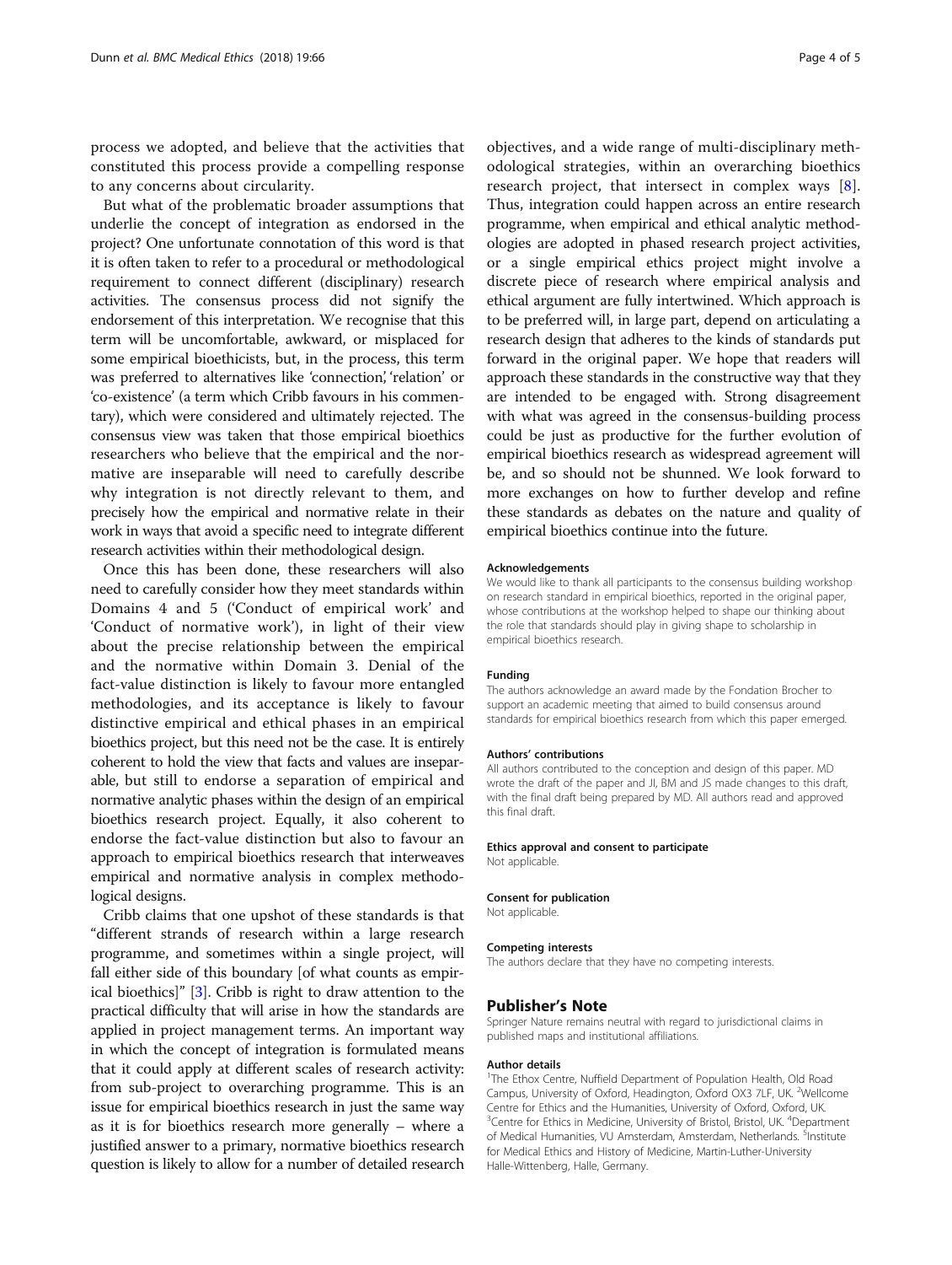process we adopted, and believe that the activities that constituted this process provide a compelling response to any concerns about circularity.

But what of the problematic broader assumptions that underlie the concept of integration as endorsed in the project? One unfortunate connotation of this word is that it is often taken to refer to a procedural or methodological requirement to connect different (disciplinary) research activities. The consensus process did not signify the endorsement of this interpretation. We recognise that this term will be uncomfortable, awkward, or misplaced for some empirical bioethicists, but, in the process, this term was preferred to alternatives like 'connection,' 'relation' or 'co-existence' (a term which Cribb favours in his commentary), which were considered and ultimately rejected. The consensus view was taken that those empirical bioethics researchers who believe that the empirical and the normative are inseparable will need to carefully describe why integration is not directly relevant to them, and precisely how the empirical and normative relate in their work in ways that avoid a specific need to integrate different research activities within their methodological design.

Once this has been done, these researchers will also need to carefully consider how they meet standards within Domains 4 and 5 ('Conduct of empirical work' and 'Conduct of normative work'), in light of their view about the precise relationship between the empirical and the normative within Domain 3. Denial of the fact-value distinction is likely to favour more entangled methodologies, and its acceptance is likely to favour distinctive empirical and ethical phases in an empirical bioethics project, but this need not be the case. It is entirely coherent to hold the view that facts and values are inseparable, but still to endorse a separation of empirical and normative analytic phases within the design of an empirical bioethics research project. Equally, it also coherent to endorse the fact-value distinction but also to favour an approach to empirical bioethics research that interweaves empirical and normative analysis in complex methodological designs.

Cribb claims that one upshot of these standards is that "different strands of research within a large research programme, and sometimes within a single project, will fall either side of this boundary [of what counts as empirical bioethics]" [3]. Cribb is right to draw attention to the practical difficulty that will arise in how the standards are applied in project management terms. An important way in which the concept of integration is formulated means that it could apply at different scales of research activity: from sub-project to overarching programme. This is an issue for empirical bioethics research in just the same way as it is for bioethics research more generally – where a justified answer to a primary, normative bioethics research question is likely to allow for a number of detailed research objectives, and a wide range of multi-disciplinary methodological strategies, within an overarching bioethics research project, that intersect in complex ways [8]. Thus, integration could happen across an entire research programme, when empirical and ethical analytic methodologies are adopted in phased research project activities, or a single empirical ethics project might involve a discrete piece of research where empirical analysis and ethical argument are fully intertwined. Which approach is to be preferred will, in large part, depend on articulating a research design that adheres to the kinds of standards put forward in the original paper. We hope that readers will approach these standards in the constructive way that they are intended to be engaged with. Strong disagreement with what was agreed in the consensus-building process could be just as productive for the further evolution of empirical bioethics research as widespread agreement will be, and so should not be shunned. We look forward to more exchanges on how to further develop and refine these standards as debates on the nature and quality of empirical bioethics continue into the future.

#### Acknowledgements

We would like to thank all participants to the consensus building workshop on research standard in empirical bioethics, reported in the original paper, whose contributions at the workshop helped to shape our thinking about the role that standards should play in giving shape to scholarship in empirical bioethics research.

#### Funding

The authors acknowledge an award made by the Fondation Brocher to support an academic meeting that aimed to build consensus around standards for empirical bioethics research from which this paper emerged.

#### Authors' contributions

All authors contributed to the conception and design of this paper. MD wrote the draft of the paper and JI, BM and JS made changes to this draft, with the final draft being prepared by MD. All authors read and approved this final draft.

#### Ethics approval and consent to participate

Not applicable.

#### Consent for publication

Not applicable.

#### Competing interests

The authors declare that they have no competing interests.

## Publisher's Note

Springer Nature remains neutral with regard to jurisdictional claims in published maps and institutional affiliations.

#### Author details

[1]The Ethox Centre, Nuffield Department of Population Health, Old Road Campus, University of Oxford, Headington, Oxford OX3 7LF, UK. [2]Wellcome Centre for Ethics and the Humanities, University of Oxford, Oxford, UK. [3]Centre for Ethics in Medicine, University of Bristol, Bristol, UK. [4]Department of Medical Humanities, VU Amsterdam, Amsterdam, Netherlands. [5]Institute for Medical Ethics and History of Medicine, Martin-Luther-University Halle-Wittenberg, Halle, Germany.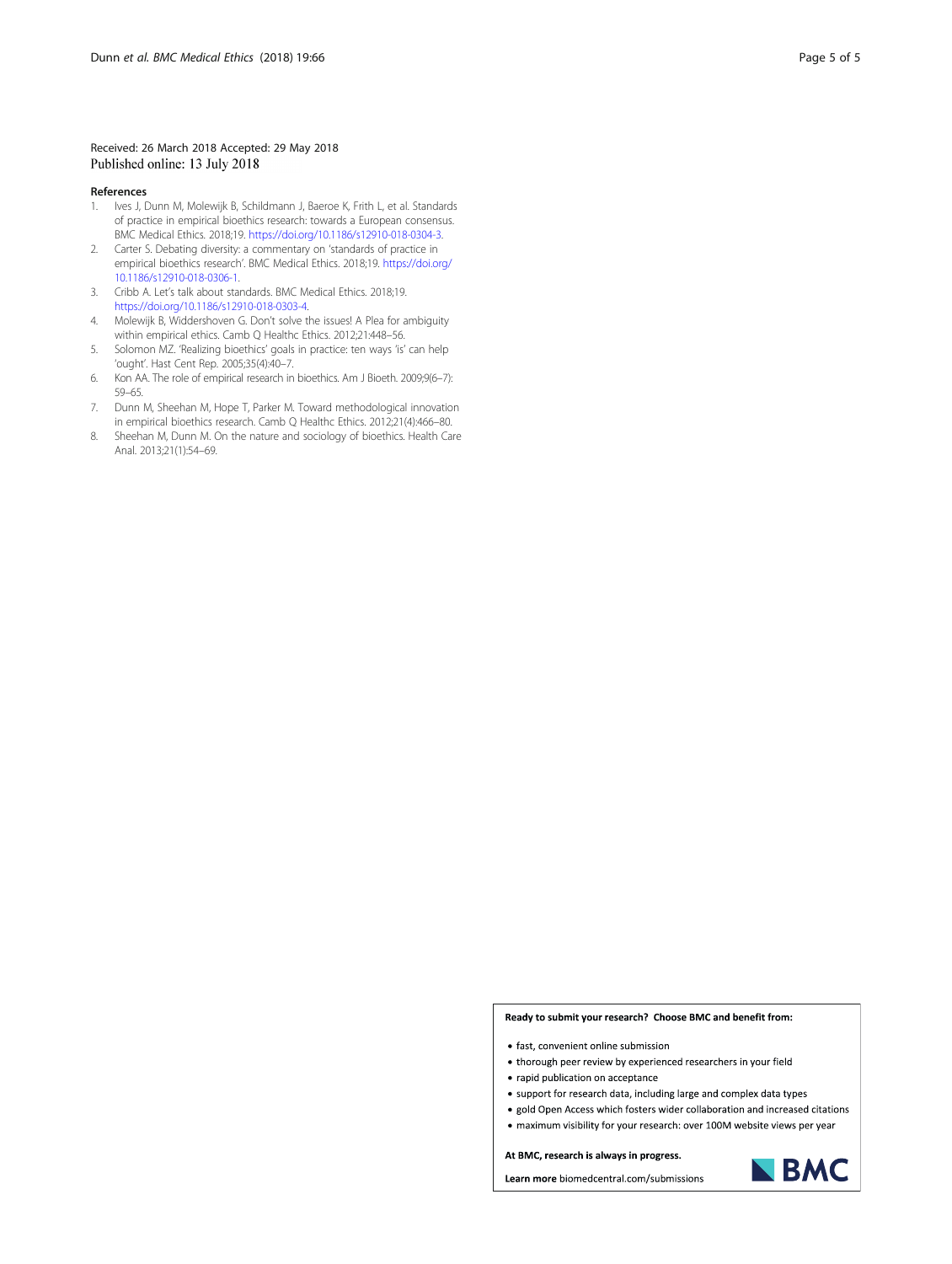Received: 26 March 2018 Accepted: 29 May 2018
Published online: 13 July 2018

## References

1. Ives J, Dunn M, Molewijk B, Schildmann J, Baeroe K, Frith L, et al. Standards of practice in empirical bioethics research: towards a European consensus. BMC Medical Ethics. 2018;19. https://doi.org/10.1186/s12910-018-0304-3.
2. Carter S. Debating diversity: a commentary on 'standards of practice in empirical bioethics research'. BMC Medical Ethics. 2018;19. https://doi.org/10.1186/s12910-018-0306-1.
3. Cribb A. Let's talk about standards. BMC Medical Ethics. 2018;19. https://doi.org/10.1186/s12910-018-0303-4.
4. Molewijk B, Widdershoven G. Don't solve the issues! A Plea for ambiguity within empirical ethics. Camb Q Healthc Ethics. 2012;21:448–56.
5. Solomon MZ. 'Realizing bioethics' goals in practice: ten ways 'is' can help 'ought'. Hast Cent Rep. 2005;35(4):40–7.
6. Kon AA. The role of empirical research in bioethics. Am J Bioeth. 2009;9(6–7):59–65.
7. Dunn M, Sheehan M, Hope T, Parker M. Toward methodological innovation in empirical bioethics research. Camb Q Healthc Ethics. 2012;21(4):466–80.
8. Sheehan M, Dunn M. On the nature and sociology of bioethics. Health Care Anal. 2013;21(1):54–69.

**Ready to submit your research? Choose BMC and benefit from:**

- fast, convenient online submission
- thorough peer review by experienced researchers in your field
- rapid publication on acceptance
- support for research data, including large and complex data types
- gold Open Access which fosters wider collaboration and increased citations
- maximum visibility for your research: over 100M website views per year

**At BMC, research is always in progress.**

**Learn more** biomedcentral.com/submissions

BMC